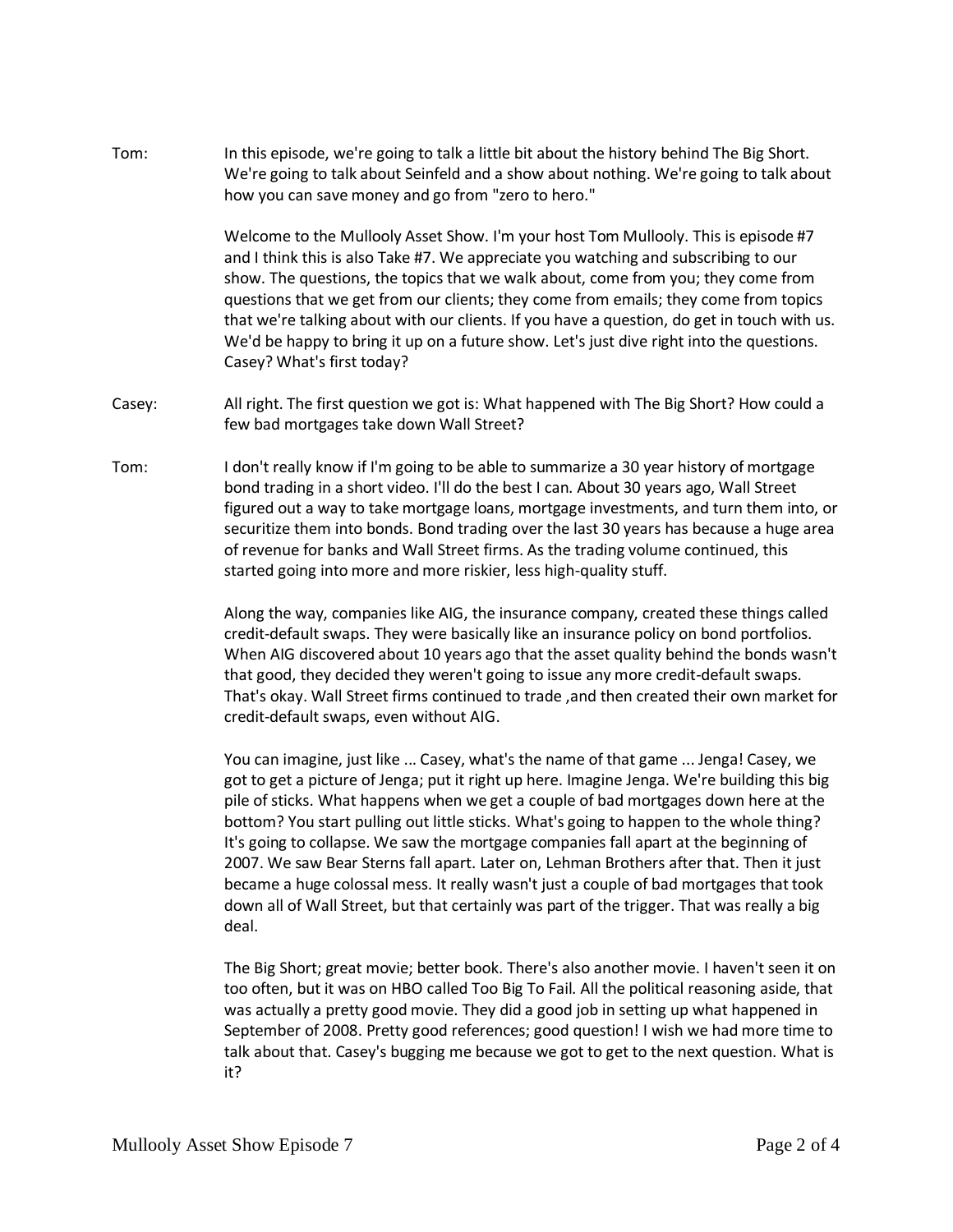**Tom:** In this episode, we're going to talk a little bit about the history behind The Big Short. We're going to talk about Seinfeld and a show about nothing. We're going to talk about how you can save money and go from "zero to hero."

Welcome to the Mullooly Asset Show. I'm your host Tom Mullooly. This is episode #7 and I think this is also Take #7. We appreciate you watching and subscribing to our show. The questions, the topics that we walk about, come from you; they come from questions that we get from our clients; they come from emails; they come from topics that we're talking about with our clients. If you have a question, do get in touch with us. We'd be happy to bring it up on a future show. Let's just dive right into the questions. Casey? What's first today?

**Casey:** All right. The first question we got is: What happened with The Big Short? How could a few bad mortgages take down Wall Street?

**Tom:** I don't really know if I'm going to be able to summarize a 30 year history of mortgage bond trading in a short video. I'll do the best I can. About 30 years ago, Wall Street figured out a way to take mortgage loans, mortgage investments, and turn them into, or securitize them into bonds. Bond trading over the last 30 years has because a huge area of revenue for banks and Wall Street firms. As the trading volume continued, this started going into more and more riskier, less high-quality stuff.

Along the way, companies like AIG, the insurance company, created these things called credit-default swaps. They were basically like an insurance policy on bond portfolios. When AIG discovered about 10 years ago that the asset quality behind the bonds wasn't that good, they decided they weren't going to issue any more credit-default swaps. That's okay. Wall Street firms continued to trade ,and then created their own market for credit-default swaps, even without AIG.

You can imagine, just like ... Casey, what's the name of that game ... Jenga! Casey, we got to get a picture of Jenga; put it right up here. Imagine Jenga. We're building this big pile of sticks. What happens when we get a couple of bad mortgages down here at the bottom? You start pulling out little sticks. What's going to happen to the whole thing? It's going to collapse. We saw the mortgage companies fall apart at the beginning of 2007. We saw Bear Sterns fall apart. Later on, Lehman Brothers after that. Then it just became a huge colossal mess. It really wasn't just a couple of bad mortgages that took down all of Wall Street, but that certainly was part of the trigger. That was really a big deal.

The Big Short; great movie; better book. There's also another movie. I haven't seen it on too often, but it was on HBO called Too Big To Fail. All the political reasoning aside, that was actually a pretty good movie. They did a good job in setting up what happened in September of 2008. Pretty good references; good question! I wish we had more time to talk about that. Casey's bugging me because we got to get to the next question. What is it?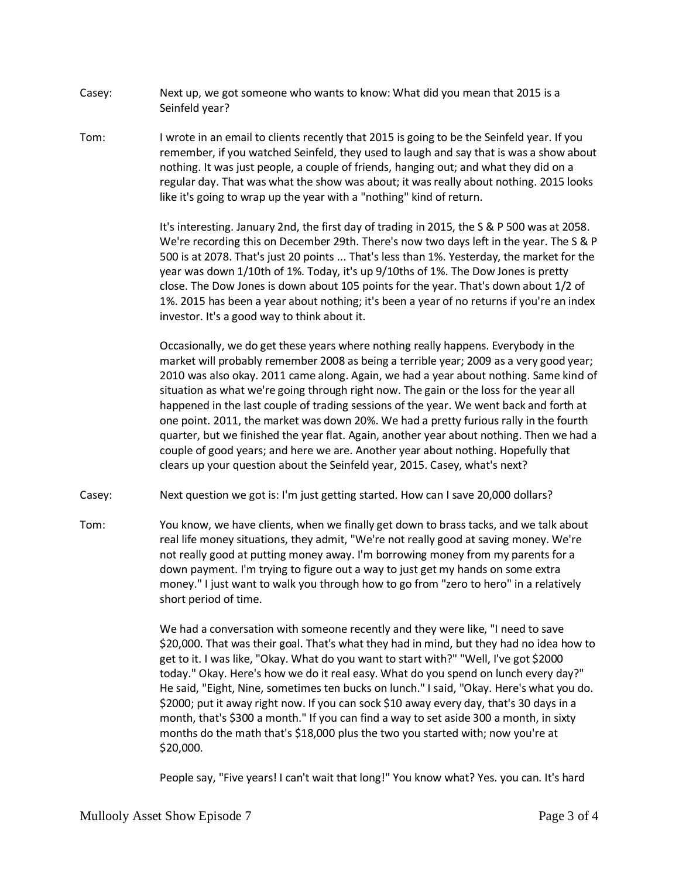Casey: Next up, we got someone who wants to know: What did you mean that 2015 is a Seinfeld year?

Tom: I wrote in an email to clients recently that 2015 is going to be the Seinfeld year. If you remember, if you watched Seinfeld, they used to laugh and say that is was a show about nothing. It was just people, a couple of friends, hanging out; and what they did on a regular day. That was what the show was about; it was really about nothing. 2015 looks like it's going to wrap up the year with a "nothing" kind of return.

It's interesting. January 2nd, the first day of trading in 2015, the S & P 500 was at 2058. We're recording this on December 29th. There's now two days left in the year. The S & P 500 is at 2078. That's just 20 points ... That's less than 1%. Yesterday, the market for the year was down 1/10th of 1%. Today, it's up 9/10ths of 1%. The Dow Jones is pretty close. The Dow Jones is down about 105 points for the year. That's down about 1/2 of 1%. 2015 has been a year about nothing; it's been a year of no returns if you're an index investor. It's a good way to think about it.

Occasionally, we do get these years where nothing really happens. Everybody in the market will probably remember 2008 as being a terrible year; 2009 as a very good year; 2010 was also okay. 2011 came along. Again, we had a year about nothing. Same kind of situation as what we're going through right now. The gain or the loss for the year all happened in the last couple of trading sessions of the year. We went back and forth at one point. 2011, the market was down 20%. We had a pretty furious rally in the fourth quarter, but we finished the year flat. Again, another year about nothing. Then we had a couple of good years; and here we are. Another year about nothing. Hopefully that clears up your question about the Seinfeld year, 2015. Casey, what's next?

Casey: Next question we got is: I'm just getting started. How can I save 20,000 dollars?

Tom: You know, we have clients, when we finally get down to brass tacks, and we talk about real life money situations, they admit, "We're not really good at saving money. We're not really good at putting money away. I'm borrowing money from my parents for a down payment. I'm trying to figure out a way to just get my hands on some extra money." I just want to walk you through how to go from "zero to hero" in a relatively short period of time.

We had a conversation with someone recently and they were like, "I need to save $20,000. That was their goal. That's what they had in mind, but they had no idea how to get to it. I was like, "Okay. What do you want to start with?" "Well, I've got $2000 today." Okay. Here's how we do it real easy. What do you spend on lunch every day?" He said, "Eight, Nine, sometimes ten bucks on lunch." I said, "Okay. Here's what you do. $2000; put it away right now. If you can sock $10 away every day, that's 30 days in a month, that's $300 a month." If you can find a way to set aside 300 a month, in sixty months do the math that's $18,000 plus the two you started with; now you're at $20,000.

People say, "Five years! I can't wait that long!" You know what? Yes. you can. It's hard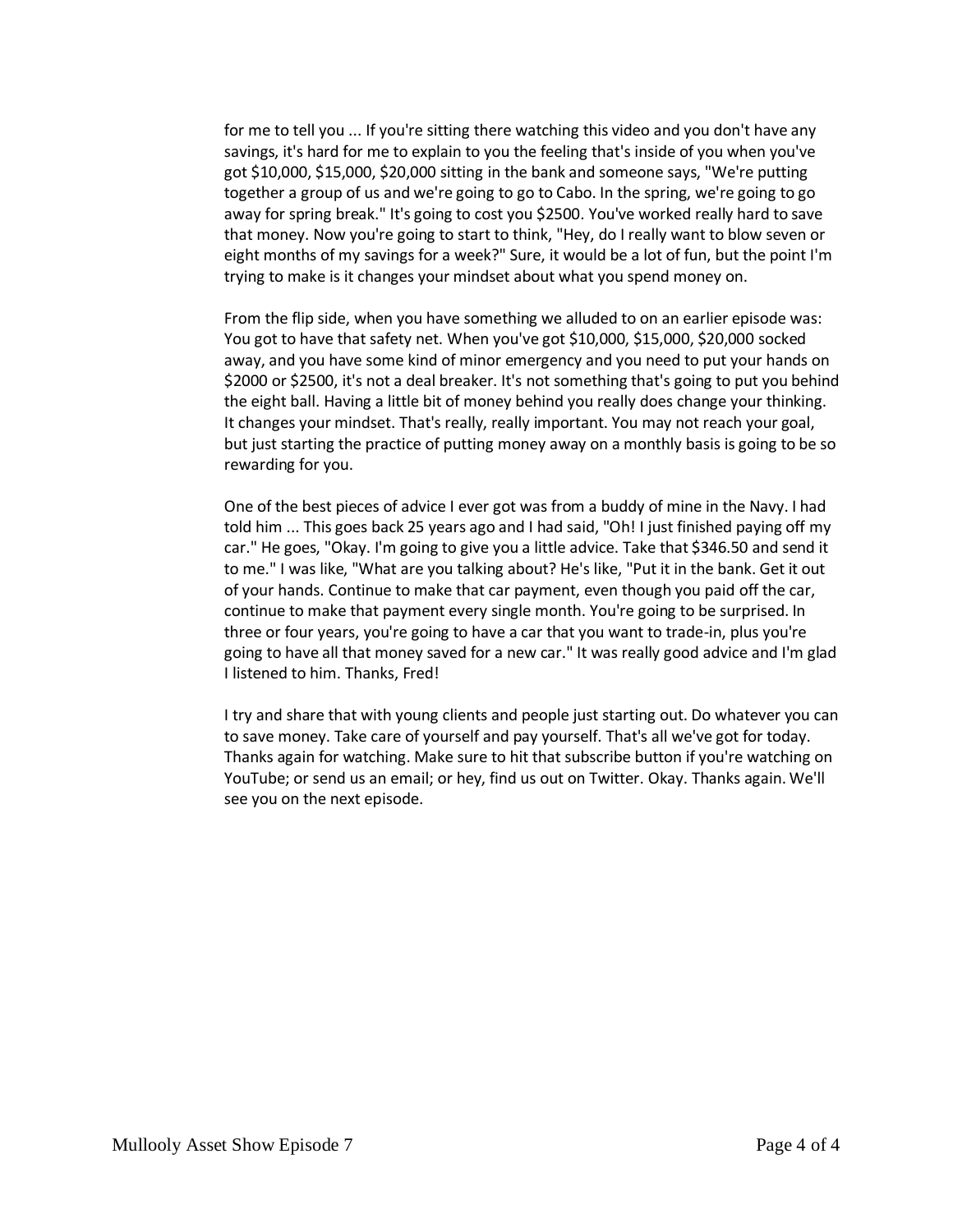for me to tell you ... If you're sitting there watching this video and you don't have any savings, it's hard for me to explain to you the feeling that's inside of you when you've got $10,000, $15,000, $20,000 sitting in the bank and someone says, "We're putting together a group of us and we're going to go to Cabo. In the spring, we're going to go away for spring break." It's going to cost you $2500. You've worked really hard to save that money. Now you're going to start to think, "Hey, do I really want to blow seven or eight months of my savings for a week?" Sure, it would be a lot of fun, but the point I'm trying to make is it changes your mindset about what you spend money on.

From the flip side, when you have something we alluded to on an earlier episode was: You got to have that safety net. When you've got $10,000, $15,000, $20,000 socked away, and you have some kind of minor emergency and you need to put your hands on $2000 or $2500, it's not a deal breaker. It's not something that's going to put you behind the eight ball. Having a little bit of money behind you really does change your thinking. It changes your mindset. That's really, really important. You may not reach your goal, but just starting the practice of putting money away on a monthly basis is going to be so rewarding for you.

One of the best pieces of advice I ever got was from a buddy of mine in the Navy. I had told him ... This goes back 25 years ago and I had said, "Oh! I just finished paying off my car." He goes, "Okay. I'm going to give you a little advice. Take that $346.50 and send it to me." I was like, "What are you talking about? He's like, "Put it in the bank. Get it out of your hands. Continue to make that car payment, even though you paid off the car, continue to make that payment every single month. You're going to be surprised. In three or four years, you're going to have a car that you want to trade-in, plus you're going to have all that money saved for a new car." It was really good advice and I'm glad I listened to him. Thanks, Fred!

I try and share that with young clients and people just starting out. Do whatever you can to save money. Take care of yourself and pay yourself. That's all we've got for today. Thanks again for watching. Make sure to hit that subscribe button if you're watching on YouTube; or send us an email; or hey, find us out on Twitter. Okay. Thanks again. We'll see you on the next episode.